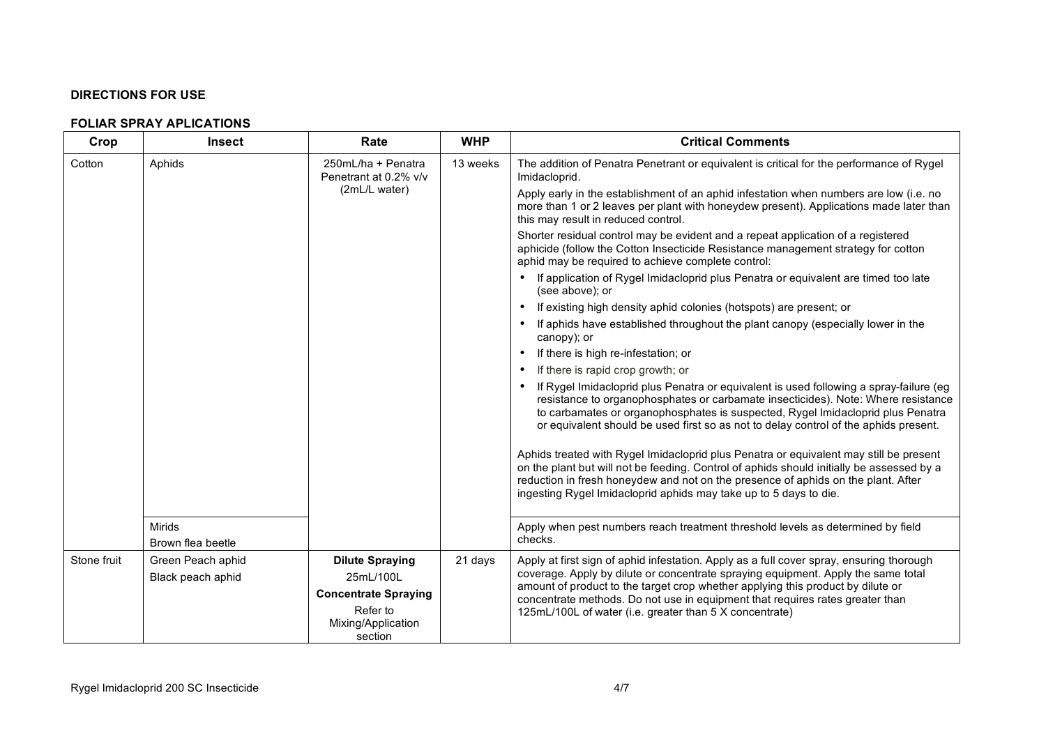**DIRECTIONS FOR USE**

**FOLIAR SPRAY APLICATIONS**

| Crop | Insect | Rate | WHP | Critical Comments |
|---|---|---|---|---|
| Cotton | Aphids | 250mL/ha + Penatra Penetrant at 0.2% v/v (2mL/L water) | 13 weeks | The addition of Penatra Penetrant or equivalent is critical for the performance of Rygel Imidacloprid.<br>Apply early in the establishment of an aphid infestation when numbers are low (i.e. no more than 1 or 2 leaves per plant with honeydew present). Applications made later than this may result in reduced control.<br>Shorter residual control may be evident and a repeat application of a registered aphicide (follow the Cotton Insecticide Resistance management strategy for cotton aphid may be required to achieve complete control:<br>• If application of Rygel Imidacloprid plus Penatra or equivalent are timed too late (see above); or<br>• If existing high density aphid colonies (hotspots) are present; or<br>• If aphids have established throughout the plant canopy (especially lower in the canopy); or<br>• If there is high re-infestation; or<br>• If there is rapid crop growth; or<br>• If Rygel Imidacloprid plus Penatra or equivalent is used following a spray-failure (eg resistance to organophosphates or carbamate insecticides). Note: Where resistance to carbamates or organophosphates is suspected, Rygel Imidacloprid plus Penatra or equivalent should be used first so as not to delay control of the aphids present.<br><br>Aphids treated with Rygel Imidacloprid plus Penatra or equivalent may still be present on the plant but will not be feeding. Control of aphids should initially be assessed by a reduction in fresh honeydew and not on the presence of aphids on the plant. After ingesting Rygel Imidacloprid aphids may take up to 5 days to die. |
| | Mirids<br>Brown flea beetle | | | Apply when pest numbers reach treatment threshold levels as determined by field checks. |
| Stone fruit | Green Peach aphid<br>Black peach aphid | **Dilute Spraying**<br>25mL/100L<br>**Concentrate Spraying**<br>Refer to Mixing/Application section | 21 days | Apply at first sign of aphid infestation. Apply as a full cover spray, ensuring thorough coverage. Apply by dilute or concentrate spraying equipment. Apply the same total amount of product to the target crop whether applying this product by dilute or concentrate methods. Do not use in equipment that requires rates greater than 125mL/100L of water (i.e. greater than 5 X concentrate) |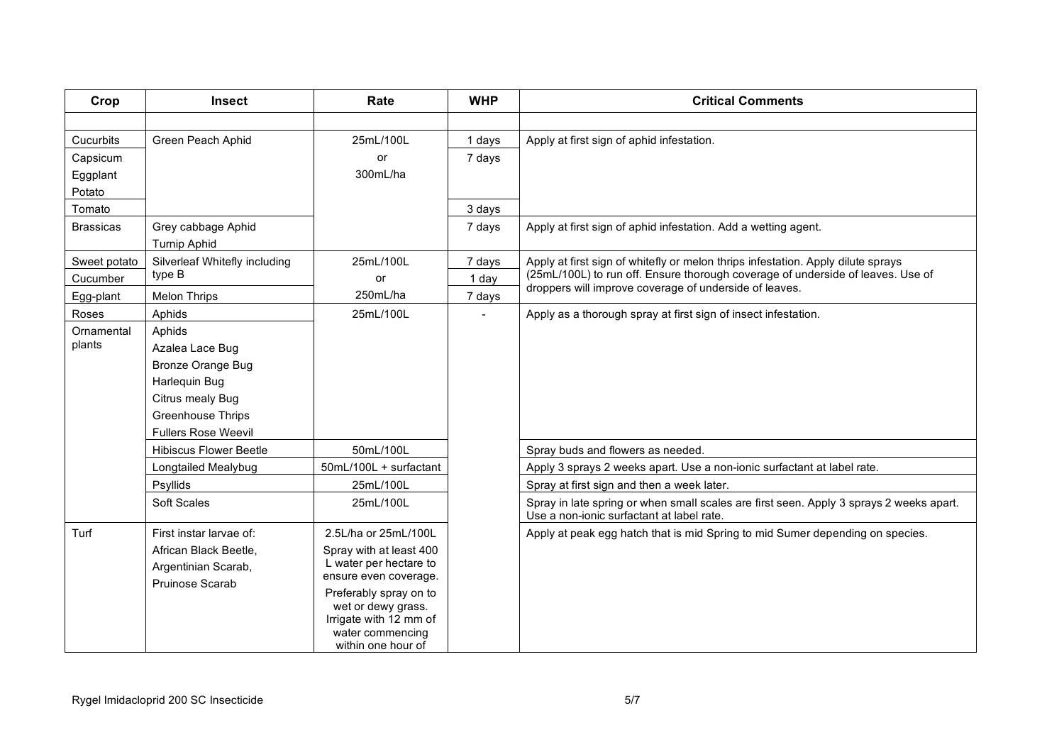| Crop | Insect | Rate | WHP | Critical Comments |
|---|---|---|---|---|
| | | | | |
| Cucurbits | Green Peach Aphid | 25mL/100L | 1 days | Apply at first sign of aphid infestation. |
| Capsicum | | or | 7 days | |
| Eggplant | | 300mL/ha | | |
| Potato | | | | |
| Tomato | | | 3 days | |
| Brassicas | Grey cabbage Aphid<br>Turnip Aphid | | 7 days | Apply at first sign of aphid infestation. Add a wetting agent. |
| Sweet potato | Silverleaf Whitefly including type B | 25mL/100L | 7 days | Apply at first sign of whitefly or melon thrips infestation. Apply dilute sprays (25mL/100L) to run off. Ensure thorough coverage of underside of leaves. Use of droppers will improve coverage of underside of leaves. |
| Cucumber | | or | 1 day | |
| Egg-plant | Melon Thrips | 250mL/ha | 7 days | |
| Roses | Aphids | 25mL/100L | - | Apply as a thorough spray at first sign of insect infestation. |
| Ornamental plants | Aphids<br>Azalea Lace Bug<br>Bronze Orange Bug<br>Harlequin Bug<br>Citrus mealy Bug<br>Greenhouse Thrips<br>Fullers Rose Weevil | | | |
| | Hibiscus Flower Beetle | 50mL/100L | | Spray buds and flowers as needed. |
| | Longtailed Mealybug | 50mL/100L + surfactant | | Apply 3 sprays 2 weeks apart. Use a non-ionic surfactant at label rate. |
| | Psyllids | 25mL/100L | | Spray at first sign and then a week later. |
| | Soft Scales | 25mL/100L | | Spray in late spring or when small scales are first seen. Apply 3 sprays 2 weeks apart. Use a non-ionic surfactant at label rate. |
| Turf | First instar larvae of:<br>African Black Beetle,<br>Argentinian Scarab,<br>Pruinose Scarab | 2.5L/ha or 25mL/100L<br>Spray with at least 400 L water per hectare to ensure even coverage.<br>Preferably spray on to wet or dewy grass. Irrigate with 12 mm of water commencing within one hour of | | Apply at peak egg hatch that is mid Spring to mid Sumer depending on species. |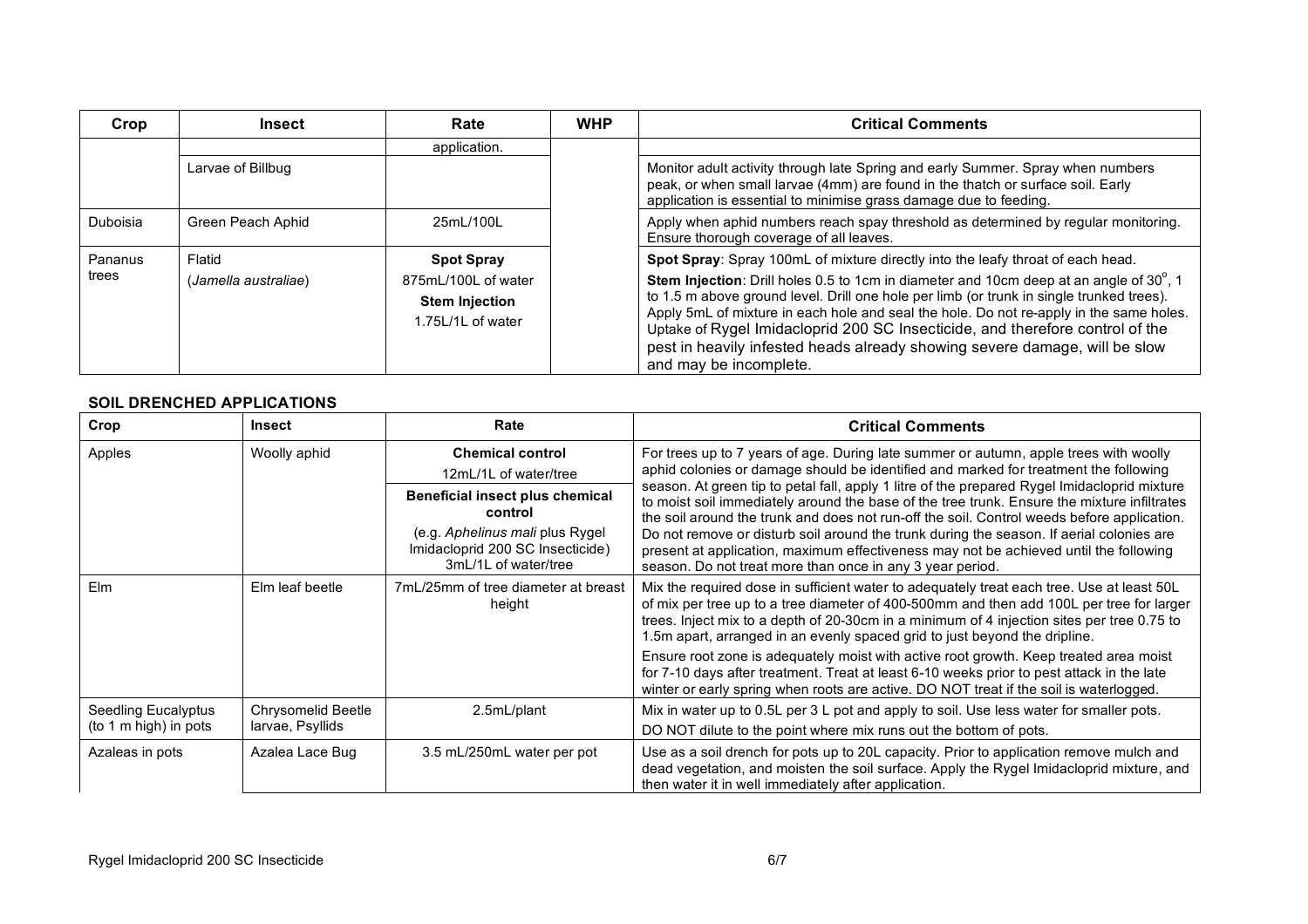| Crop | Insect | Rate | WHP | Critical Comments |
|---|---|---|---|---|
| | | application. | | |
| | Larvae of Billbug | | | Monitor adult activity through late Spring and early Summer. Spray when numbers peak, or when small larvae (4mm) are found in the thatch or surface soil. Early application is essential to minimise grass damage due to feeding. |
| Duboisia | Green Peach Aphid | 25mL/100L | | Apply when aphid numbers reach spay threshold as determined by regular monitoring. Ensure thorough coverage of all leaves. |
| Pananus trees | Flatid (*Jamella australiae*) | **Spot Spray** 875mL/100L of water **Stem Injection** 1.75L/1L of water | | **Spot Spray**: Spray 100mL of mixture directly into the leafy throat of each head. **Stem Injection**: Drill holes 0.5 to 1cm in diameter and 10cm deep at an angle of $30^{o}$, 1 to 1.5 m above ground level. Drill one hole per limb (or trunk in single trunked trees). Apply 5mL of mixture in each hole and seal the hole. Do not re-apply in the same holes. Uptake of Rygel Imidacloprid 200 SC Insecticide, and therefore control of the pest in heavily infested heads already showing severe damage, will be slow and may be incomplete. |

**SOIL DRENCHED APPLICATIONS**

| Crop | Insect | Rate | Critical Comments |
|---|---|---|---|
| Apples | Woolly aphid | **Chemical control** 12mL/1L of water/tree **Beneficial insect plus chemical control** (e.g. *Aphelinus mali* plus Rygel Imidacloprid 200 SC Insecticide) 3mL/1L of water/tree | For trees up to 7 years of age. During late summer or autumn, apple trees with woolly aphid colonies or damage should be identified and marked for treatment the following season. At green tip to petal fall, apply 1 litre of the prepared Rygel Imidacloprid mixture to moist soil immediately around the base of the tree trunk. Ensure the mixture infiltrates the soil around the trunk and does not run-off the soil. Control weeds before application. Do not remove or disturb soil around the trunk during the season. If aerial colonies are present at application, maximum effectiveness may not be achieved until the following season. Do not treat more than once in any 3 year period. |
| Elm | Elm leaf beetle | 7mL/25mm of tree diameter at breast height | Mix the required dose in sufficient water to adequately treat each tree. Use at least 50L of mix per tree up to a tree diameter of 400-500mm and then add 100L per tree for larger trees. Inject mix to a depth of 20-30cm in a minimum of 4 injection sites per tree 0.75 to 1.5m apart, arranged in an evenly spaced grid to just beyond the dripline. Ensure root zone is adequately moist with active root growth. Keep treated area moist for 7-10 days after treatment. Treat at least 6-10 weeks prior to pest attack in the late winter or early spring when roots are active. DO NOT treat if the soil is waterlogged. |
| Seedling Eucalyptus (to 1 m high) in pots | Chrysomelid Beetle larvae, Psyllids | 2.5mL/plant | Mix in water up to 0.5L per 3 L pot and apply to soil. Use less water for smaller pots. DO NOT dilute to the point where mix runs out the bottom of pots. |
| Azaleas in pots | Azalea Lace Bug | 3.5 mL/250mL water per pot | Use as a soil drench for pots up to 20L capacity. Prior to application remove mulch and dead vegetation, and moisten the soil surface. Apply the Rygel Imidacloprid mixture, and then water it in well immediately after application. |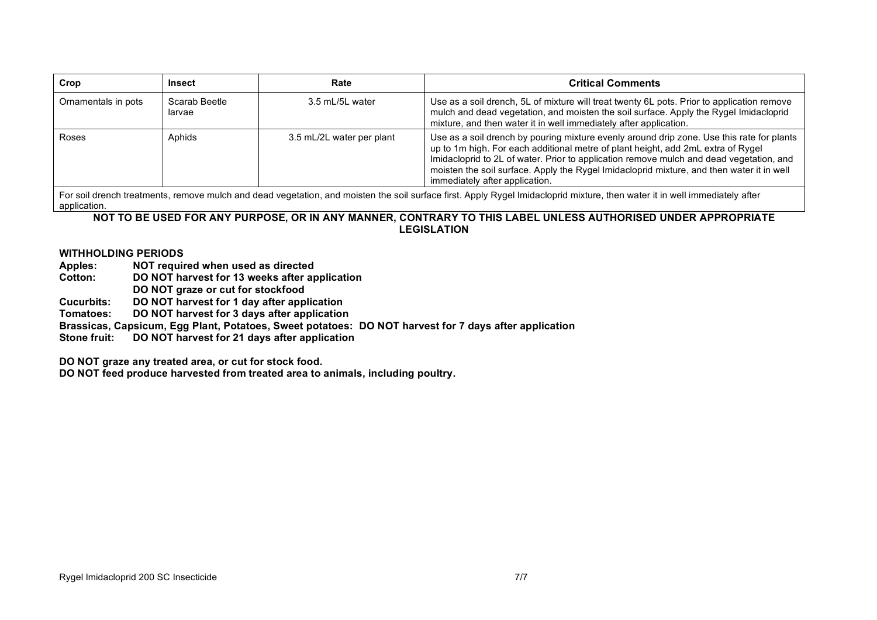| Crop | Insect | Rate | Critical Comments |
|---|---|---|---|
| Ornamentals in pots | Scarab Beetle larvae | 3.5 mL/5L water | Use as a soil drench, 5L of mixture will treat twenty 6L pots. Prior to application remove mulch and dead vegetation, and moisten the soil surface. Apply the Rygel Imidacloprid mixture, and then water it in well immediately after application. |
| Roses | Aphids | 3.5 mL/2L water per plant | Use as a soil drench by pouring mixture evenly around drip zone. Use this rate for plants up to 1m high. For each additional metre of plant height, add 2mL extra of Rygel Imidacloprid to 2L of water. Prior to application remove mulch and dead vegetation, and moisten the soil surface. Apply the Rygel Imidacloprid mixture, and then water it in well immediately after application. |
| For soil drench treatments, remove mulch and dead vegetation, and moisten the soil surface first. Apply Rygel Imidacloprid mixture, then water it in well immediately after application. | | | |

**NOT TO BE USED FOR ANY PURPOSE, OR IN ANY MANNER, CONTRARY TO THIS LABEL UNLESS AUTHORISED UNDER APPROPRIATE LEGISLATION**

**WITHHOLDING PERIODS**

**Apples:** NOT required when used as directed

**Cotton:** DO NOT harvest for 13 weeks after application
DO NOT graze or cut for stockfood

**Cucurbits:** DO NOT harvest for 1 day after application

**Tomatoes:** DO NOT harvest for 3 days after application

**Brassicas, Capsicum, Egg Plant, Potatoes, Sweet potatoes:** DO NOT harvest for 7 days after application

**Stone fruit:** DO NOT harvest for 21 days after application

**DO NOT graze any treated area, or cut for stock food.**
**DO NOT feed produce harvested from treated area to animals, including poultry.**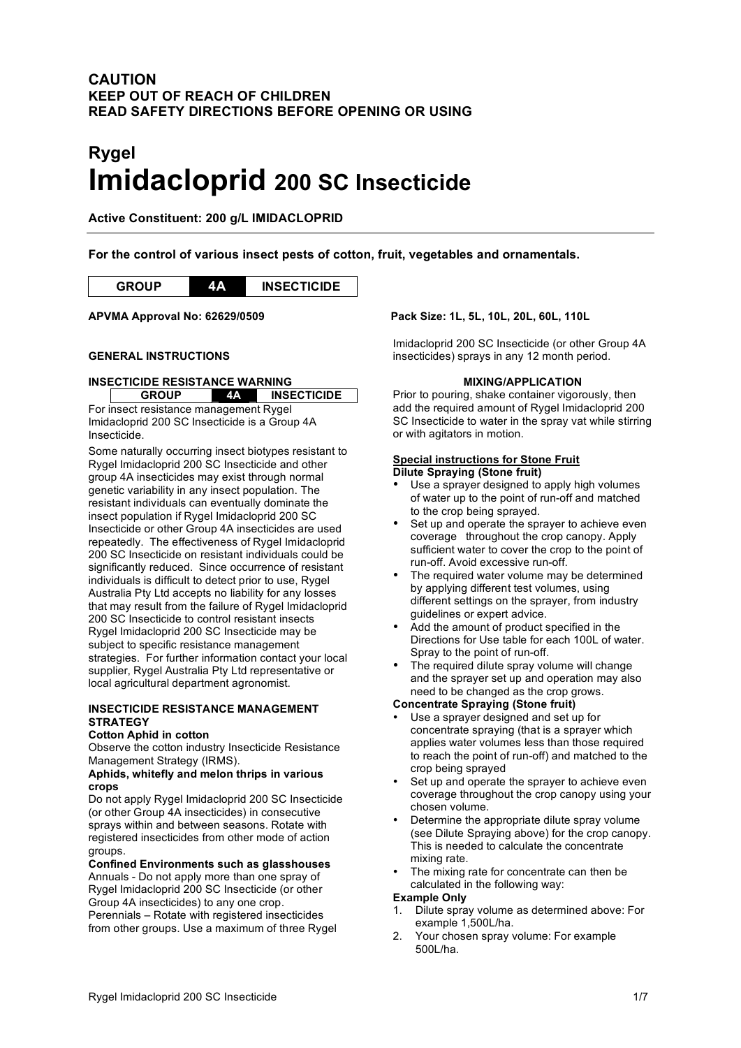**CAUTION**
**KEEP OUT OF REACH OF CHILDREN**
**READ SAFETY DIRECTIONS BEFORE OPENING OR USING**

# Rygel
# Imidacloprid 200 SC Insecticide

**Active Constituent: 200 g/L IMIDACLOPRID**

**For the control of various insect pests of cotton, fruit, vegetables and ornamentals.**

| GROUP | 4A | INSECTICIDE |
|---|---|---|

**APVMA Approval No: 62629/0509**

**Pack Size: 1L, 5L, 10L, 20L, 60L, 110L**

**GENERAL INSTRUCTIONS**

**INSECTICIDE RESISTANCE WARNING**

| GROUP | 4A | INSECTICIDE |
|---|---|---|

For insect resistance management Rygel Imidacloprid 200 SC Insecticide is a Group 4A Insecticide.

Some naturally occurring insect biotypes resistant to Rygel Imidacloprid 200 SC Insecticide and other group 4A insecticides may exist through normal genetic variability in any insect population. The resistant individuals can eventually dominate the insect population if Rygel Imidacloprid 200 SC Insecticide or other Group 4A insecticides are used repeatedly. The effectiveness of Rygel Imidacloprid 200 SC Insecticide on resistant individuals could be significantly reduced. Since occurrence of resistant individuals is difficult to detect prior to use, Rygel Australia Pty Ltd accepts no liability for any losses that may result from the failure of Rygel Imidacloprid 200 SC Insecticide to control resistant insects Rygel Imidacloprid 200 SC Insecticide may be subject to specific resistance management strategies. For further information contact your local supplier, Rygel Australia Pty Ltd representative or local agricultural department agronomist.

**INSECTICIDE RESISTANCE MANAGEMENT STRATEGY**

**Cotton Aphid in cotton**

Observe the cotton industry Insecticide Resistance Management Strategy (IRMS).

**Aphids, whitefly and melon thrips in various crops**

Do not apply Rygel Imidacloprid 200 SC Insecticide (or other Group 4A insecticides) in consecutive sprays within and between seasons. Rotate with registered insecticides from other mode of action groups.

**Confined Environments such as glasshouses**

Annuals - Do not apply more than one spray of Rygel Imidacloprid 200 SC Insecticide (or other Group 4A insecticides) to any one crop.
Perennials – Rotate with registered insecticides from other groups. Use a maximum of three Rygel Imidacloprid 200 SC Insecticide (or other Group 4A insecticides) sprays in any 12 month period.

**MIXING/APPLICATION**

Prior to pouring, shake container vigorously, then add the required amount of Rygel Imidacloprid 200 SC Insecticide to water in the spray vat while stirring or with agitators in motion.

**Special instructions for Stone Fruit**

**Dilute Spraying (Stone fruit)**

- Use a sprayer designed to apply high volumes of water up to the point of run-off and matched to the crop being sprayed.
- Set up and operate the sprayer to achieve even coverage throughout the crop canopy. Apply sufficient water to cover the crop to the point of run-off. Avoid excessive run-off.
- The required water volume may be determined by applying different test volumes, using different settings on the sprayer, from industry guidelines or expert advice.
- Add the amount of product specified in the Directions for Use table for each 100L of water. Spray to the point of run-off.
- The required dilute spray volume will change and the sprayer set up and operation may also need to be changed as the crop grows.

**Concentrate Spraying (Stone fruit)**

- Use a sprayer designed and set up for concentrate spraying (that is a sprayer which applies water volumes less than those required to reach the point of run-off) and matched to the crop being sprayed
- Set up and operate the sprayer to achieve even coverage throughout the crop canopy using your chosen volume.
- Determine the appropriate dilute spray volume (see Dilute Spraying above) for the crop canopy. This is needed to calculate the concentrate mixing rate.
- The mixing rate for concentrate can then be calculated in the following way:

**Example Only**

1. Dilute spray volume as determined above: For example 1,500L/ha.
2. Your chosen spray volume: For example 500L/ha.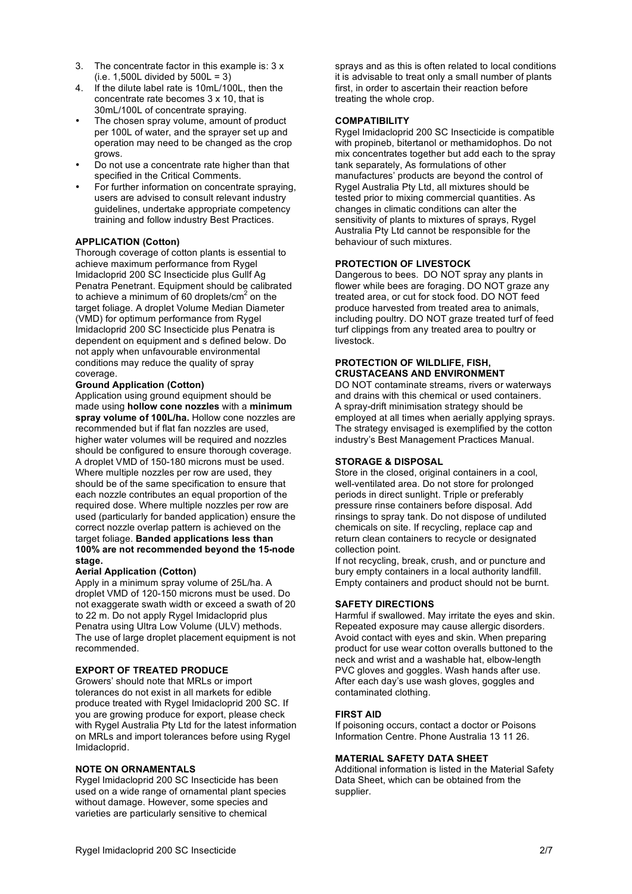3. The concentrate factor in this example is: 3 x (i.e. 1,500L divided by 500L = 3)
4. If the dilute label rate is 10mL/100L, then the concentrate rate becomes 3 x 10, that is 30mL/100L of concentrate spraying.

- The chosen spray volume, amount of product per 100L of water, and the sprayer set up and operation may need to be changed as the crop grows.
- Do not use a concentrate rate higher than that specified in the Critical Comments.
- For further information on concentrate spraying, users are advised to consult relevant industry guidelines, undertake appropriate competency training and follow industry Best Practices.

**APPLICATION (Cotton)**

Thorough coverage of cotton plants is essential to achieve maximum performance from Rygel Imidacloprid 200 SC Insecticide plus Gullf Ag Penatra Penetrant. Equipment should be calibrated to achieve a minimum of 60 droplets/cm$^2$ on the target foliage. A droplet Volume Median Diameter (VMD) for optimum performance from Rygel Imidacloprid 200 SC Insecticide plus Penatra is dependent on equipment and s defined below. Do not apply when unfavourable environmental conditions may reduce the quality of spray coverage.

**Ground Application (Cotton)**

Application using ground equipment should be made using **hollow cone nozzles** with a **minimum spray volume of 100L/ha.** Hollow cone nozzles are recommended but if flat fan nozzles are used, higher water volumes will be required and nozzles should be configured to ensure thorough coverage. A droplet VMD of 150-180 microns must be used. Where multiple nozzles per row are used, they should be of the same specification to ensure that each nozzle contributes an equal proportion of the required dose. Where multiple nozzles per row are used (particularly for banded application) ensure the correct nozzle overlap pattern is achieved on the target foliage. **Banded applications less than 100% are not recommended beyond the 15-node stage.**

**Aerial Application (Cotton)**

Apply in a minimum spray volume of 25L/ha. A droplet VMD of 120-150 microns must be used. Do not exaggerate swath width or exceed a swath of 20 to 22 m. Do not apply Rygel Imidacloprid plus Penatra using Ultra Low Volume (ULV) methods. The use of large droplet placement equipment is not recommended.

**EXPORT OF TREATED PRODUCE**

Growers' should note that MRLs or import tolerances do not exist in all markets for edible produce treated with Rygel Imidacloprid 200 SC. If you are growing produce for export, please check with Rygel Australia Pty Ltd for the latest information on MRLs and import tolerances before using Rygel Imidacloprid.

**NOTE ON ORNAMENTALS**

Rygel Imidacloprid 200 SC Insecticide has been used on a wide range of ornamental plant species without damage. However, some species and varieties are particularly sensitive to chemical sprays and as this is often related to local conditions it is advisable to treat only a small number of plants first, in order to ascertain their reaction before treating the whole crop.

**COMPATIBILITY**

Rygel Imidacloprid 200 SC Insecticide is compatible with propineb, bitertanol or methamidophos. Do not mix concentrates together but add each to the spray tank separately, As formulations of other manufactures' products are beyond the control of Rygel Australia Pty Ltd, all mixtures should be tested prior to mixing commercial quantities. As changes in climatic conditions can alter the sensitivity of plants to mixtures of sprays, Rygel Australia Pty Ltd cannot be responsible for the behaviour of such mixtures.

**PROTECTION OF LIVESTOCK**

Dangerous to bees. DO NOT spray any plants in flower while bees are foraging. DO NOT graze any treated area, or cut for stock food. DO NOT feed produce harvested from treated area to animals, including poultry. DO NOT graze treated turf of feed turf clippings from any treated area to poultry or livestock.

**PROTECTION OF WILDLIFE, FISH, CRUSTACEANS AND ENVIRONMENT**

DO NOT contaminate streams, rivers or waterways and drains with this chemical or used containers. A spray-drift minimisation strategy should be employed at all times when aerially applying sprays. The strategy envisaged is exemplified by the cotton industry's Best Management Practices Manual.

**STORAGE & DISPOSAL**

Store in the closed, original containers in a cool, well-ventilated area. Do not store for prolonged periods in direct sunlight. Triple or preferably pressure rinse containers before disposal. Add rinsings to spray tank. Do not dispose of undiluted chemicals on site. If recycling, replace cap and return clean containers to recycle or designated collection point.

If not recycling, break, crush, and or puncture and bury empty containers in a local authority landfill. Empty containers and product should not be burnt.

**SAFETY DIRECTIONS**

Harmful if swallowed. May irritate the eyes and skin. Repeated exposure may cause allergic disorders. Avoid contact with eyes and skin. When preparing product for use wear cotton overalls buttoned to the neck and wrist and a washable hat, elbow-length PVC gloves and goggles. Wash hands after use. After each day's use wash gloves, goggles and contaminated clothing.

**FIRST AID**

If poisoning occurs, contact a doctor or Poisons Information Centre. Phone Australia 13 11 26.

**MATERIAL SAFETY DATA SHEET**

Additional information is listed in the Material Safety Data Sheet, which can be obtained from the supplier.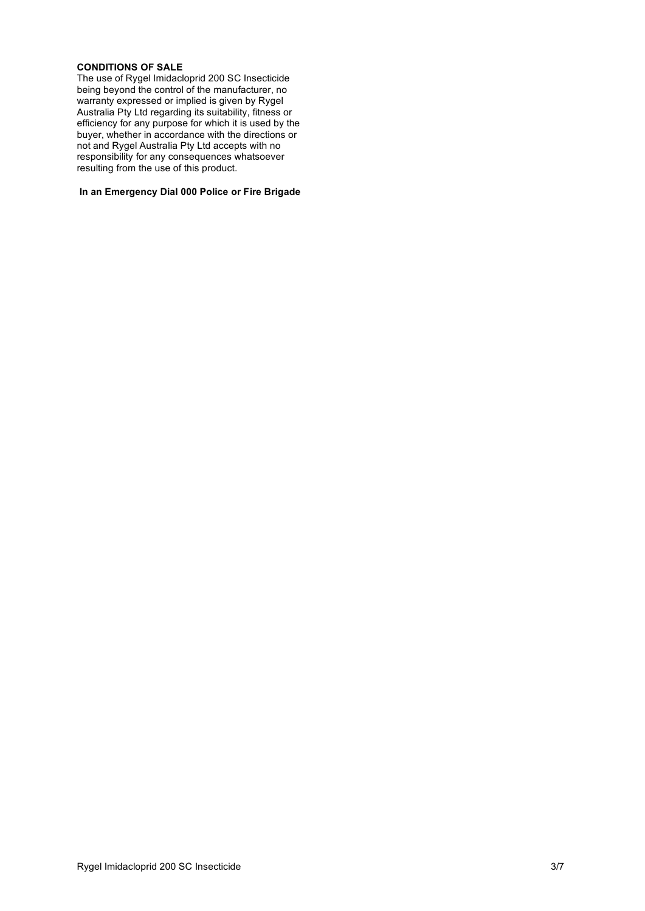**CONDITIONS OF SALE**

The use of Rygel Imidacloprid 200 SC Insecticide being beyond the control of the manufacturer, no warranty expressed or implied is given by Rygel Australia Pty Ltd regarding its suitability, fitness or efficiency for any purpose for which it is used by the buyer, whether in accordance with the directions or not and Rygel Australia Pty Ltd accepts with no responsibility for any consequences whatsoever resulting from the use of this product.

**In an Emergency Dial 000 Police or Fire Brigade**